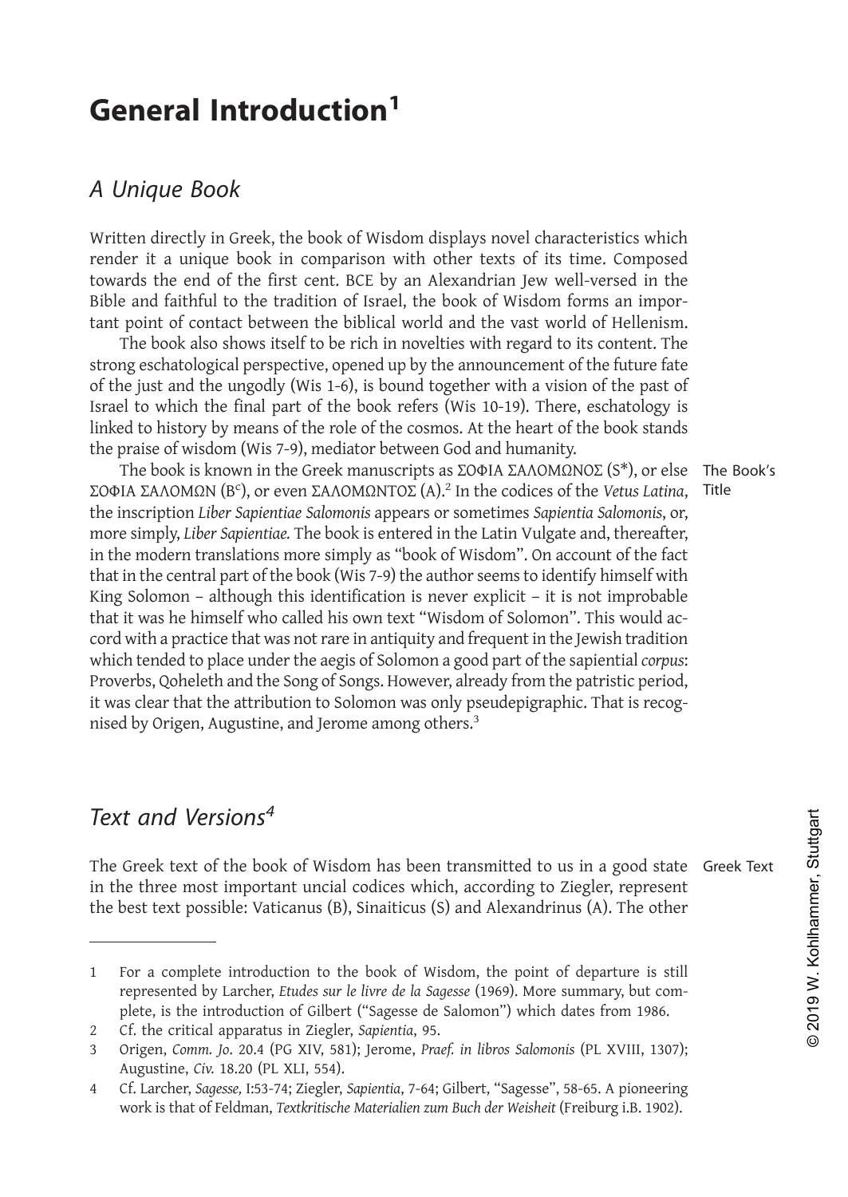# General Introduction[1]

## *A Unique Book*

Written directly in Greek, the book of Wisdom displays novel characteristics which render it a unique book in comparison with other texts of its time. Composed towards the end of the first cent. BCE by an Alexandrian Jew well-versed in the Bible and faithful to the tradition of Israel, the book of Wisdom forms an important point of contact between the biblical world and the vast world of Hellenism.

The book also shows itself to be rich in novelties with regard to its content. The strong eschatological perspective, opened up by the announcement of the future fate of the just and the ungodly (Wis 1-6), is bound together with a vision of the past of Israel to which the final part of the book refers (Wis 10-19). There, eschatology is linked to history by means of the role of the cosmos. At the heart of the book stands the praise of wisdom (Wis 7-9), mediator between God and humanity.

The Book's Title

The book is known in the Greek manuscripts as ΣΟΦΙΑ ΣΑΛΩΜΩΝΟΣ (S*), or else ΣΟΦΙΑ ΣΑΛΟΜΩΝ (B[c]), or even ΣΑΛΟΜΩΝΤΟΣ (A).[2] In the codices of the *Vetus Latina*, the inscription *Liber Sapientiae Salomonis* appears or sometimes *Sapientia Salomonis*, or, more simply, *Liber Sapientiae.* The book is entered in the Latin Vulgate and, thereafter, in the modern translations more simply as "book of Wisdom". On account of the fact that in the central part of the book (Wis 7-9) the author seems to identify himself with King Solomon – although this identification is never explicit – it is not improbable that it was he himself who called his own text "Wisdom of Solomon". This would accord with a practice that was not rare in antiquity and frequent in the Jewish tradition which tended to place under the aegis of Solomon a good part of the sapiential *corpus*: Proverbs, Qoheleth and the Song of Songs. However, already from the patristic period, it was clear that the attribution to Solomon was only pseudepigraphic. That is recognised by Origen, Augustine, and Jerome among others.[3]

## *Text and Versions[4]*

Greek Text

The Greek text of the book of Wisdom has been transmitted to us in a good state in the three most important uncial codices which, according to Ziegler, represent the best text possible: Vaticanus (B), Sinaiticus (S) and Alexandrinus (A). The other

---

1 For a complete introduction to the book of Wisdom, the point of departure is still represented by Larcher, *Etudes sur le livre de la Sagesse* (1969). More summary, but complete, is the introduction of Gilbert ("Sagesse de Salomon") which dates from 1986.

2 Cf. the critical apparatus in Ziegler, *Sapientia*, 95.

3 Origen, *Comm. Jo*. 20.4 (PG XIV, 581); Jerome, *Praef. in libros Salomonis* (PL XVIII, 1307); Augustine, *Civ.* 18.20 (PL XLI, 554).

4 Cf. Larcher, *Sagesse,* I:53-74; Ziegler, *Sapientia*, 7-64; Gilbert, "Sagesse", 58-65. A pioneering work is that of Feldman, *Textkritische Materialien zum Buch der Weisheit* (Freiburg i.B. 1902).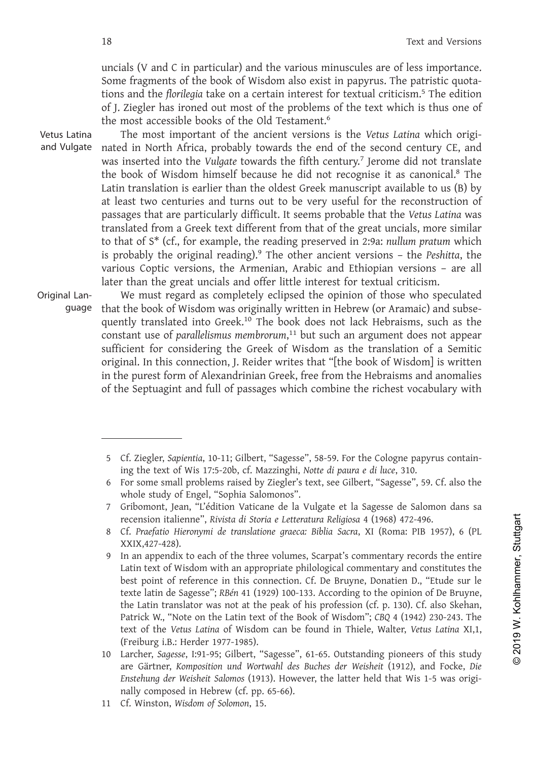uncials (V and C in particular) and the various minuscules are of less importance. Some fragments of the book of Wisdom also exist in papyrus. The patristic quotations and the *florilegia* take on a certain interest for textual criticism.[5] The edition of J. Ziegler has ironed out most of the problems of the text which is thus one of the most accessible books of the Old Testament.[6]

**Vetus Latina and Vulgate**

The most important of the ancient versions is the *Vetus Latina* which originated in North Africa, probably towards the end of the second century CE, and was inserted into the *Vulgate* towards the fifth century.[7] Jerome did not translate the book of Wisdom himself because he did not recognise it as canonical.[8] The Latin translation is earlier than the oldest Greek manuscript available to us (B) by at least two centuries and turns out to be very useful for the reconstruction of passages that are particularly difficult. It seems probable that the *Vetus Latina* was translated from a Greek text different from that of the great uncials, more similar to that of S* (cf., for example, the reading preserved in 2:9a: *nullum pratum* which is probably the original reading).[9] The other ancient versions – the *Peshitta*, the various Coptic versions, the Armenian, Arabic and Ethiopian versions – are all later than the great uncials and offer little interest for textual criticism.

**Original Language**

We must regard as completely eclipsed the opinion of those who speculated that the book of Wisdom was originally written in Hebrew (or Aramaic) and subsequently translated into Greek.[10] The book does not lack Hebraisms, such as the constant use of *parallelismus membrorum*,[11] but such an argument does not appear sufficient for considering the Greek of Wisdom as the translation of a Semitic original. In this connection, J. Reider writes that "[the book of Wisdom] is written in the purest form of Alexandrinian Greek, free from the Hebraisms and anomalies of the Septuagint and full of passages which combine the richest vocabulary with

---

5 Cf. Ziegler, *Sapientia*, 10-11; Gilbert, "Sagesse", 58-59. For the Cologne papyrus containing the text of Wis 17:5-20b, cf. Mazzinghi, *Notte di paura e di luce*, 310.

6 For some small problems raised by Ziegler's text, see Gilbert, "Sagesse", 59. Cf. also the whole study of Engel, "Sophia Salomonos".

7 Gribomont, Jean, "L'édition Vaticane de la Vulgate et la Sagesse de Salomon dans sa recension italienne", *Rivista di Storia e Letteratura Religiosa* 4 (1968) 472-496.

8 Cf. *Praefatio Hieronymi de translatione graeca: Biblia Sacra*, XI (Roma: PIB 1957), 6 (PL XXIX,427-428).

9 In an appendix to each of the three volumes, Scarpat's commentary records the entire Latin text of Wisdom with an appropriate philological commentary and constitutes the best point of reference in this connection. Cf. De Bruyne, Donatien D., "Etude sur le texte latin de Sagesse"; *RBén* 41 (1929) 100-133. According to the opinion of De Bruyne, the Latin translator was not at the peak of his profession (cf. p. 130). Cf. also Skehan, Patrick W., "Note on the Latin text of the Book of Wisdom"; *CBQ* 4 (1942) 230-243. The text of the *Vetus Latina* of Wisdom can be found in Thiele, Walter, *Vetus Latina* XI,1, (Freiburg i.B.: Herder 1977-1985).

10 Larcher, *Sagesse*, I:91-95; Gilbert, "Sagesse", 61-65. Outstanding pioneers of this study are Gärtner, *Komposition und Wortwahl des Buches der Weisheit* (1912), and Focke, *Die Enstehung der Weisheit Salomos* (1913). However, the latter held that Wis 1-5 was originally composed in Hebrew (cf. pp. 65-66).

11 Cf. Winston, *Wisdom of Solomon*, 15.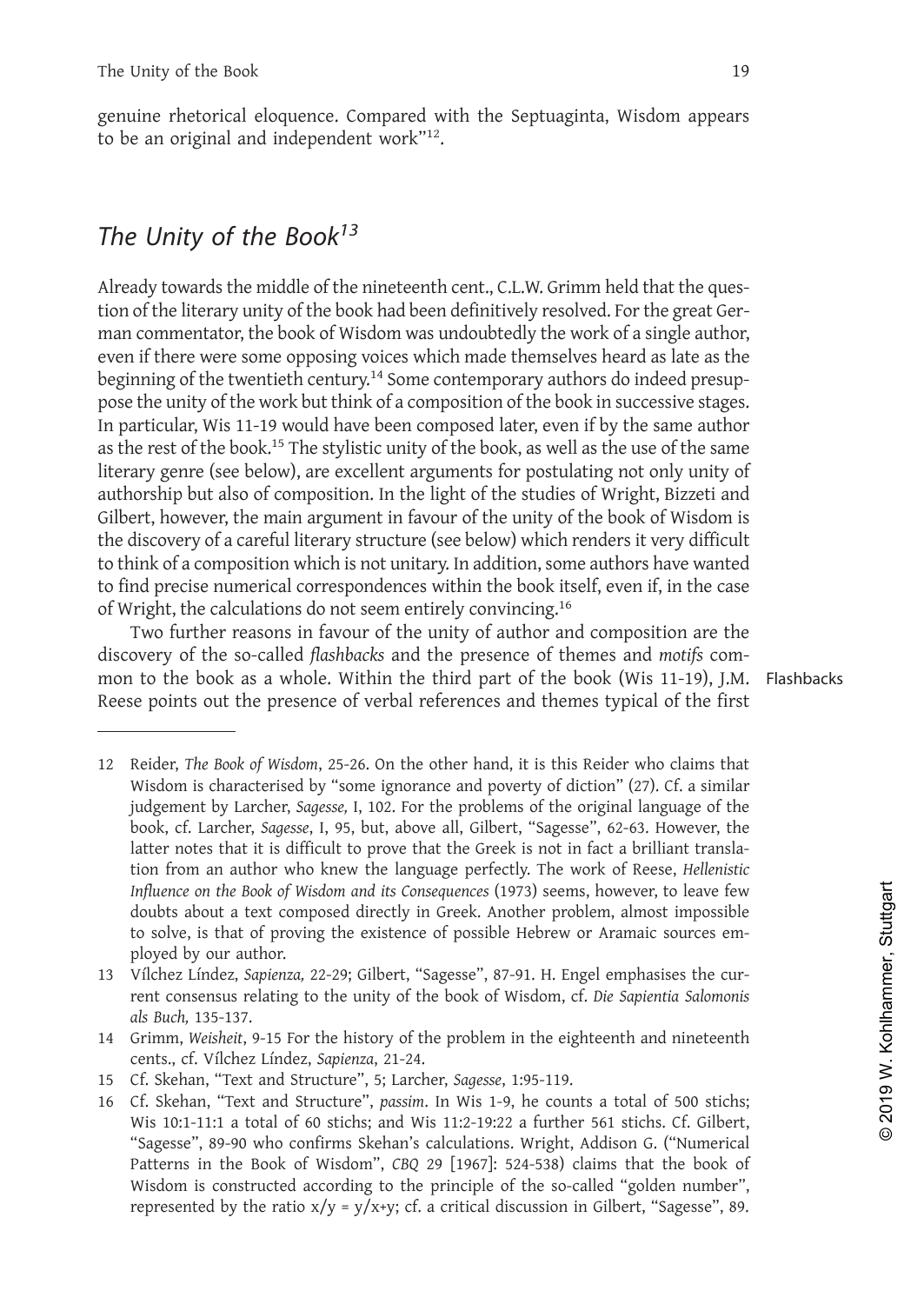genuine rhetorical eloquence. Compared with the Septuaginta, Wisdom appears to be an original and independent work"[12].

## *The Unity of the Book[13]*

Already towards the middle of the nineteenth cent., C.L.W. Grimm held that the question of the literary unity of the book had been definitively resolved. For the great German commentator, the book of Wisdom was undoubtedly the work of a single author, even if there were some opposing voices which made themselves heard as late as the beginning of the twentieth century.[14] Some contemporary authors do indeed presuppose the unity of the work but think of a composition of the book in successive stages. In particular, Wis 11-19 would have been composed later, even if by the same author as the rest of the book.[15] The stylistic unity of the book, as well as the use of the same literary genre (see below), are excellent arguments for postulating not only unity of authorship but also of composition. In the light of the studies of Wright, Bizzeti and Gilbert, however, the main argument in favour of the unity of the book of Wisdom is the discovery of a careful literary structure (see below) which renders it very difficult to think of a composition which is not unitary. In addition, some authors have wanted to find precise numerical correspondences within the book itself, even if, in the case of Wright, the calculations do not seem entirely convincing.[16]

Two further reasons in favour of the unity of author and composition are the discovery of the so-called *flashbacks* and the presence of themes and *motifs* common to the book as a whole. Within the third part of the book (Wis 11-19), J.M. Reese points out the presence of verbal references and themes typical of the first

Flashbacks

---

12 Reider, *The Book of Wisdom*, 25-26. On the other hand, it is this Reider who claims that Wisdom is characterised by "some ignorance and poverty of diction" (27). Cf. a similar judgement by Larcher, *Sagesse,* I, 102. For the problems of the original language of the book, cf. Larcher, *Sagesse*, I, 95, but, above all, Gilbert, "Sagesse", 62-63. However, the latter notes that it is difficult to prove that the Greek is not in fact a brilliant translation from an author who knew the language perfectly. The work of Reese, *Hellenistic Influence on the Book of Wisdom and its Consequences* (1973) seems, however, to leave few doubts about a text composed directly in Greek. Another problem, almost impossible to solve, is that of proving the existence of possible Hebrew or Aramaic sources employed by our author.

13 Vílchez Líndez, *Sapienza,* 22-29; Gilbert, "Sagesse", 87-91. H. Engel emphasises the current consensus relating to the unity of the book of Wisdom, cf. *Die Sapientia Salomonis als Buch,* 135-137.

14 Grimm, *Weisheit*, 9-15 For the history of the problem in the eighteenth and nineteenth cents., cf. Vílchez Líndez, *Sapienza*, 21-24.

15 Cf. Skehan, "Text and Structure", 5; Larcher, *Sagesse*, 1:95-119.

16 Cf. Skehan, "Text and Structure", *passim*. In Wis 1-9, he counts a total of 500 stichs; Wis 10:1-11:1 a total of 60 stichs; and Wis 11:2-19:22 a further 561 stichs. Cf. Gilbert, "Sagesse", 89-90 who confirms Skehan's calculations. Wright, Addison G. ("Numerical Patterns in the Book of Wisdom", *CBQ* 29 [1967]: 524-538) claims that the book of Wisdom is constructed according to the principle of the so-called "golden number", represented by the ratio $x/y = y/x{+}y$; cf. a critical discussion in Gilbert, "Sagesse", 89.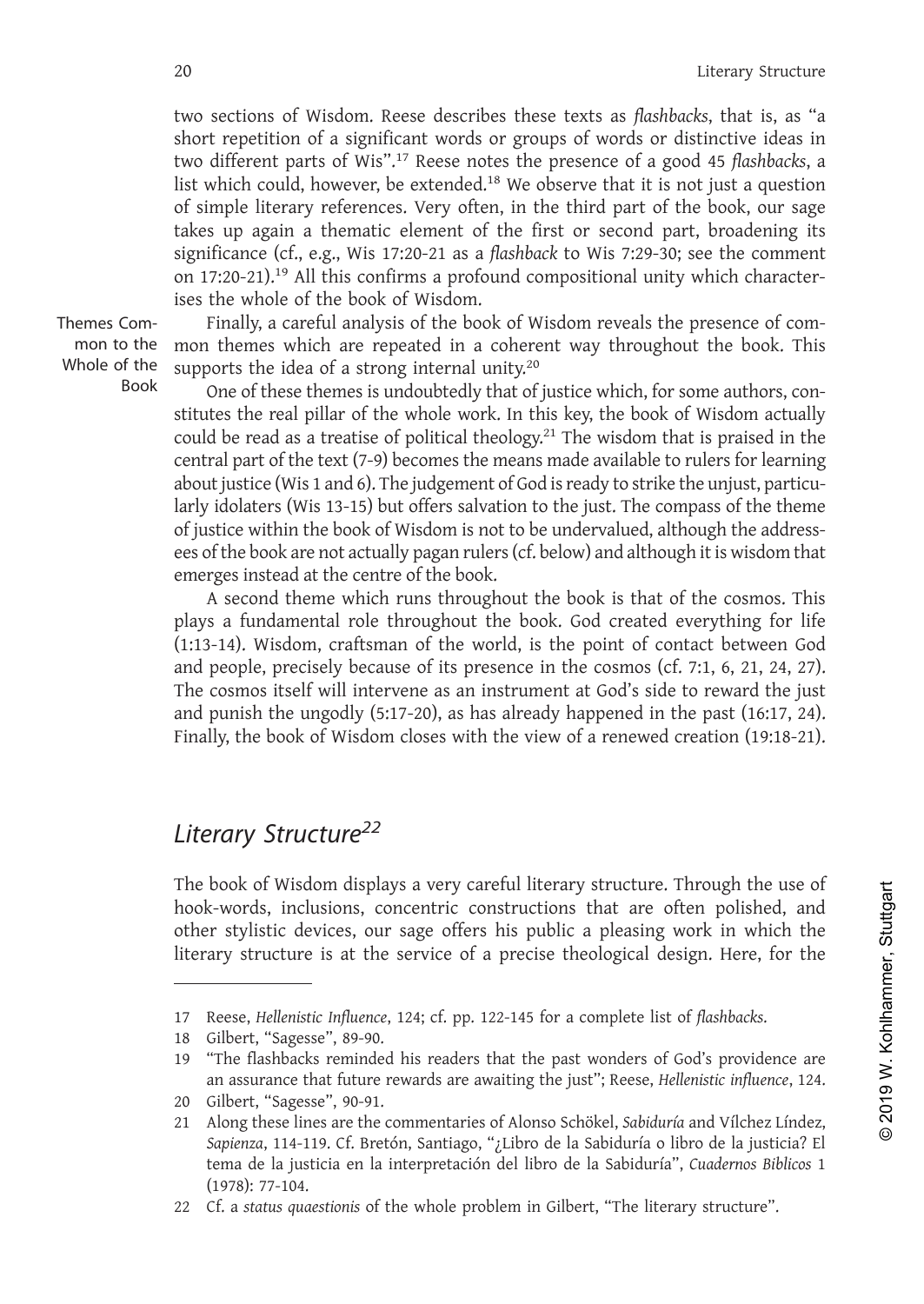two sections of Wisdom. Reese describes these texts as *flashbacks*, that is, as "a short repetition of a significant words or groups of words or distinctive ideas in two different parts of Wis".[17] Reese notes the presence of a good 45 *flashbacks*, a list which could, however, be extended.[18] We observe that it is not just a question of simple literary references. Very often, in the third part of the book, our sage takes up again a thematic element of the first or second part, broadening its significance (cf., e.g., Wis 17:20-21 as a *flashback* to Wis 7:29-30; see the comment on 17:20-21).[19] All this confirms a profound compositional unity which characterises the whole of the book of Wisdom.

Themes Common to the Whole of the Book

Finally, a careful analysis of the book of Wisdom reveals the presence of common themes which are repeated in a coherent way throughout the book. This supports the idea of a strong internal unity.[20]

One of these themes is undoubtedly that of justice which, for some authors, constitutes the real pillar of the whole work. In this key, the book of Wisdom actually could be read as a treatise of political theology.[21] The wisdom that is praised in the central part of the text (7-9) becomes the means made available to rulers for learning about justice (Wis 1 and 6). The judgement of God is ready to strike the unjust, particularly idolaters (Wis 13-15) but offers salvation to the just. The compass of the theme of justice within the book of Wisdom is not to be undervalued, although the addressees of the book are not actually pagan rulers (cf. below) and although it is wisdom that emerges instead at the centre of the book.

A second theme which runs throughout the book is that of the cosmos. This plays a fundamental role throughout the book. God created everything for life (1:13-14). Wisdom, craftsman of the world, is the point of contact between God and people, precisely because of its presence in the cosmos (cf. 7:1, 6, 21, 24, 27). The cosmos itself will intervene as an instrument at God's side to reward the just and punish the ungodly (5:17-20), as has already happened in the past (16:17, 24). Finally, the book of Wisdom closes with the view of a renewed creation (19:18-21).

## *Literary Structure*[22]

The book of Wisdom displays a very careful literary structure. Through the use of hook-words, inclusions, concentric constructions that are often polished, and other stylistic devices, our sage offers his public a pleasing work in which the literary structure is at the service of a precise theological design. Here, for the

---

17 Reese, *Hellenistic Influence*, 124; cf. pp. 122-145 for a complete list of *flashbacks*.

18 Gilbert, "Sagesse", 89-90.

19 "The flashbacks reminded his readers that the past wonders of God's providence are an assurance that future rewards are awaiting the just"; Reese, *Hellenistic influence*, 124.

20 Gilbert, "Sagesse", 90-91.

21 Along these lines are the commentaries of Alonso Schökel, *Sabiduría* and Vílchez Líndez, *Sapienza*, 114-119. Cf. Bretón, Santiago, "¿Libro de la Sabiduría o libro de la justicia? El tema de la justicia en la interpretación del libro de la Sabiduría", *Cuadernos Biblicos* 1 (1978): 77-104.

22 Cf. a *status quaestionis* of the whole problem in Gilbert, "The literary structure".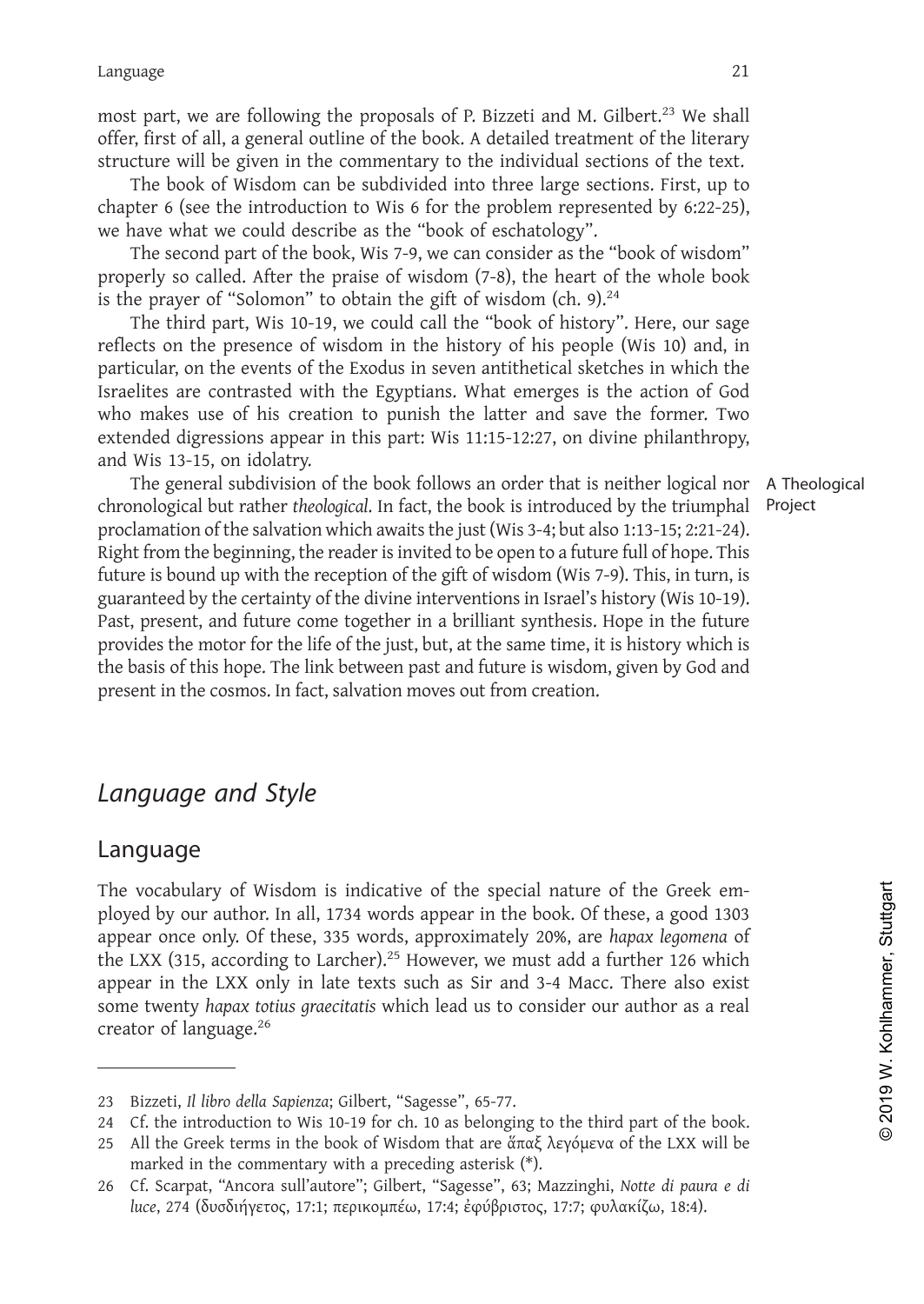most part, we are following the proposals of P. Bizzeti and M. Gilbert.[23] We shall offer, first of all, a general outline of the book. A detailed treatment of the literary structure will be given in the commentary to the individual sections of the text.

The book of Wisdom can be subdivided into three large sections. First, up to chapter 6 (see the introduction to Wis 6 for the problem represented by 6:22-25), we have what we could describe as the "book of eschatology".

The second part of the book, Wis 7-9, we can consider as the "book of wisdom" properly so called. After the praise of wisdom (7-8), the heart of the whole book is the prayer of "Solomon" to obtain the gift of wisdom (ch. 9).[24]

The third part, Wis 10-19, we could call the "book of history". Here, our sage reflects on the presence of wisdom in the history of his people (Wis 10) and, in particular, on the events of the Exodus in seven antithetical sketches in which the Israelites are contrasted with the Egyptians. What emerges is the action of God who makes use of his creation to punish the latter and save the former. Two extended digressions appear in this part: Wis 11:15-12:27, on divine philanthropy, and Wis 13-15, on idolatry.

A Theological Project

The general subdivision of the book follows an order that is neither logical nor chronological but rather *theological*. In fact, the book is introduced by the triumphal proclamation of the salvation which awaits the just (Wis 3-4; but also 1:13-15; 2:21-24). Right from the beginning, the reader is invited to be open to a future full of hope. This future is bound up with the reception of the gift of wisdom (Wis 7-9). This, in turn, is guaranteed by the certainty of the divine interventions in Israel's history (Wis 10-19). Past, present, and future come together in a brilliant synthesis. Hope in the future provides the motor for the life of the just, but, at the same time, it is history which is the basis of this hope. The link between past and future is wisdom, given by God and present in the cosmos. In fact, salvation moves out from creation.

## *Language and Style*

### Language

The vocabulary of Wisdom is indicative of the special nature of the Greek employed by our author. In all, 1734 words appear in the book. Of these, a good 1303 appear once only. Of these, 335 words, approximately 20%, are *hapax legomena* of the LXX (315, according to Larcher).[25] However, we must add a further 126 which appear in the LXX only in late texts such as Sir and 3-4 Macc. There also exist some twenty *hapax totius graecitatis* which lead us to consider our author as a real creator of language.[26]

---

23 Bizzeti, *Il libro della Sapienza*; Gilbert, "Sagesse", 65-77.

24 Cf. the introduction to Wis 10-19 for ch. 10 as belonging to the third part of the book.

25 All the Greek terms in the book of Wisdom that are ἅπαξ λεγόμενα of the LXX will be marked in the commentary with a preceding asterisk (*).

26 Cf. Scarpat, "Ancora sull'autore"; Gilbert, "Sagesse", 63; Mazzinghi, *Notte di paura e di luce*, 274 (δυσδιήγετος, 17:1; περικομπέω, 17:4; ἐφύβριστος, 17:7; φυλακίζω, 18:4).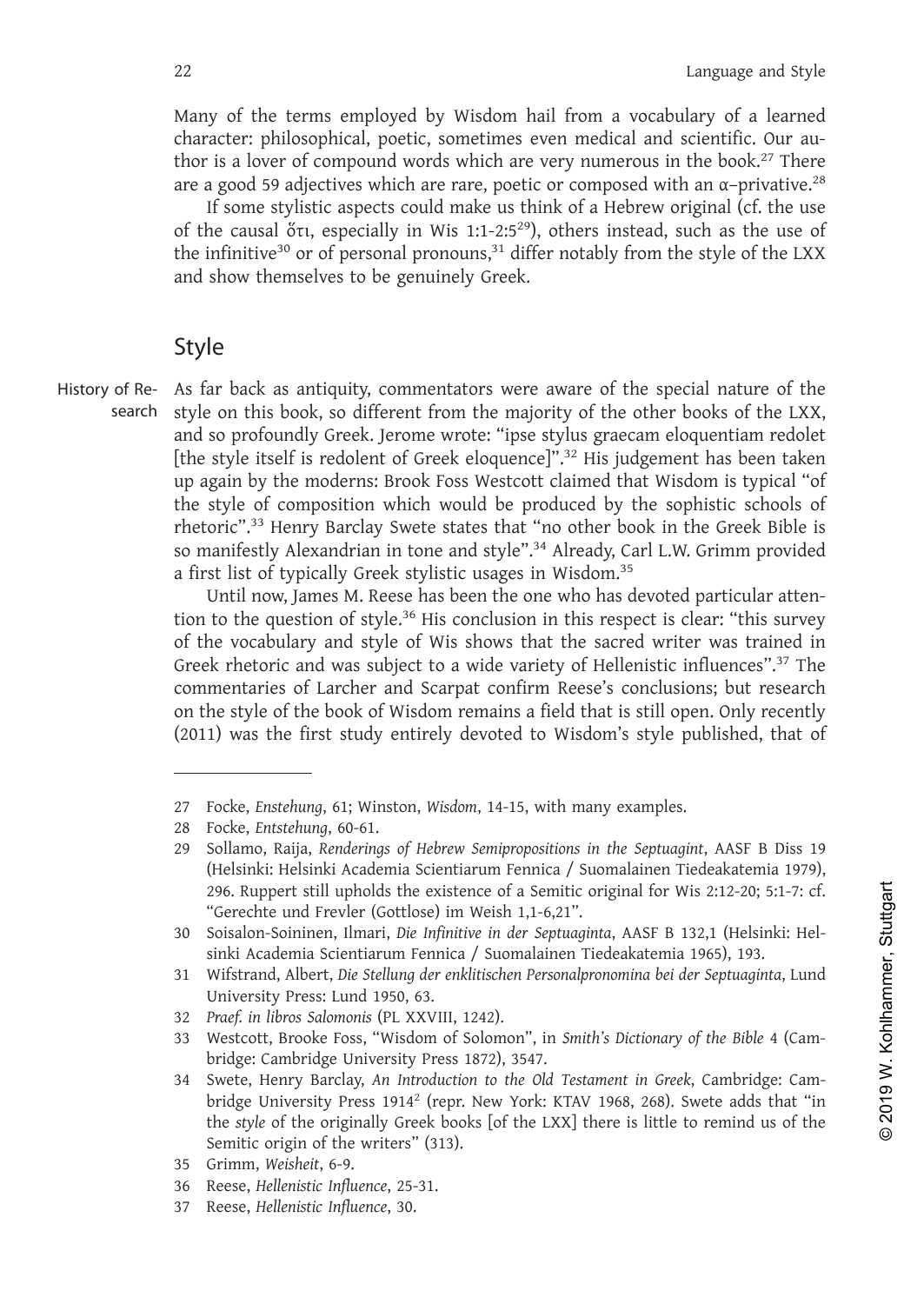Many of the terms employed by Wisdom hail from a vocabulary of a learned character: philosophical, poetic, sometimes even medical and scientific. Our author is a lover of compound words which are very numerous in the book.[27] There are a good 59 adjectives which are rare, poetic or composed with an α–privative.[28]

If some stylistic aspects could make us think of a Hebrew original (cf. the use of the causal ὅτι, especially in Wis 1:1-2:5[29]), others instead, such as the use of the infinitive[30] or of personal pronouns,[31] differ notably from the style of the LXX and show themselves to be genuinely Greek.

## Style

History of Research

As far back as antiquity, commentators were aware of the special nature of the style on this book, so different from the majority of the other books of the LXX, and so profoundly Greek. Jerome wrote: "ipse stylus graecam eloquentiam redolet [the style itself is redolent of Greek eloquence]".[32] His judgement has been taken up again by the moderns: Brook Foss Westcott claimed that Wisdom is typical "of the style of composition which would be produced by the sophistic schools of rhetoric".[33] Henry Barclay Swete states that "no other book in the Greek Bible is so manifestly Alexandrian in tone and style".[34] Already, Carl L.W. Grimm provided a first list of typically Greek stylistic usages in Wisdom.[35]

Until now, James M. Reese has been the one who has devoted particular attention to the question of style.[36] His conclusion in this respect is clear: "this survey of the vocabulary and style of Wis shows that the sacred writer was trained in Greek rhetoric and was subject to a wide variety of Hellenistic influences".[37] The commentaries of Larcher and Scarpat confirm Reese's conclusions; but research on the style of the book of Wisdom remains a field that is still open. Only recently (2011) was the first study entirely devoted to Wisdom's style published, that of

---

27 Focke, *Enstehung*, 61; Winston, *Wisdom*, 14-15, with many examples.

28 Focke, *Entstehung*, 60-61.

29 Sollamo, Raija, *Renderings of Hebrew Semiprepositions in the Septuagint*, AASF B Diss 19 (Helsinki: Helsinki Academia Scientiarum Fennica / Suomalainen Tiedeakatemia 1979), 296. Ruppert still upholds the existence of a Semitic original for Wis 2:12-20; 5:1-7: cf. "Gerechte und Frevler (Gottlose) im Weish 1,1-6,21".

30 Soisalon-Soininen, Ilmari, *Die Infinitive in der Septuaginta*, AASF B 132,1 (Helsinki: Helsinki Academia Scientiarum Fennica / Suomalainen Tiedeakatemia 1965), 193.

31 Wifstrand, Albert, *Die Stellung der enklitischen Personalpronomina bei der Septuaginta*, Lund University Press: Lund 1950, 63.

32 *Praef. in libros Salomonis* (PL XXVIII, 1242).

33 Westcott, Brooke Foss, "Wisdom of Solomon", in *Smith's Dictionary of the Bible* 4 (Cambridge: Cambridge University Press 1872), 3547.

34 Swete, Henry Barclay, *An Introduction to the Old Testament in Greek*, Cambridge: Cambridge University Press 1914² (repr. New York: KTAV 1968, 268). Swete adds that "in the *style* of the originally Greek books [of the LXX] there is little to remind us of the Semitic origin of the writers" (313).

35 Grimm, *Weisheit*, 6-9.

36 Reese, *Hellenistic Influence*, 25-31.

37 Reese, *Hellenistic Influence*, 30.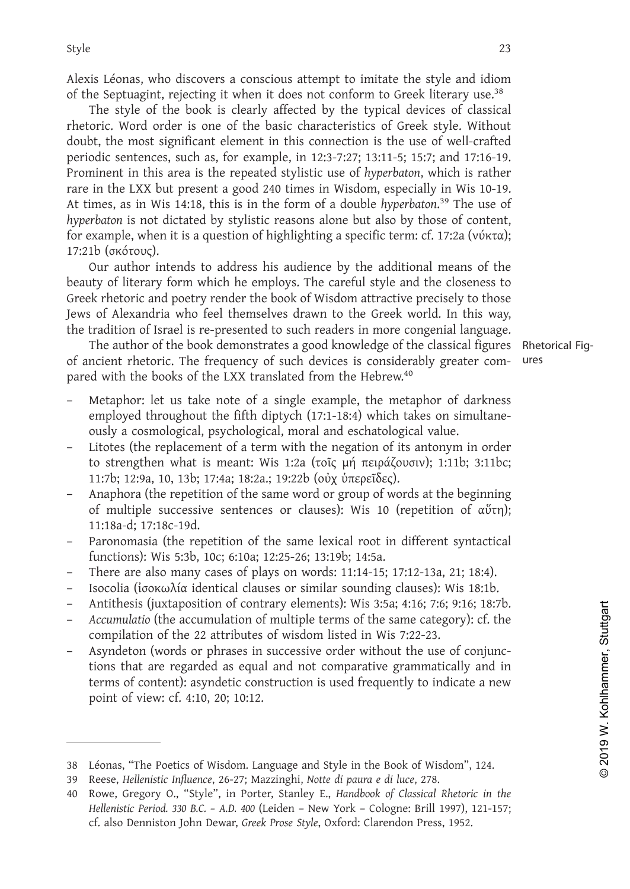Alexis Léonas, who discovers a conscious attempt to imitate the style and idiom of the Septuagint, rejecting it when it does not conform to Greek literary use.[38]

The style of the book is clearly affected by the typical devices of classical rhetoric. Word order is one of the basic characteristics of Greek style. Without doubt, the most significant element in this connection is the use of well-crafted periodic sentences, such as, for example, in 12:3-7:27; 13:11-5; 15:7; and 17:16-19. Prominent in this area is the repeated stylistic use of *hyperbaton*, which is rather rare in the LXX but present a good 240 times in Wisdom, especially in Wis 10-19. At times, as in Wis 14:18, this is in the form of a double *hyperbaton*.[39] The use of *hyperbaton* is not dictated by stylistic reasons alone but also by those of content, for example, when it is a question of highlighting a specific term: cf. 17:2a (νύκτα); 17:21b (σκότους).

Our author intends to address his audience by the additional means of the beauty of literary form which he employs. The careful style and the closeness to Greek rhetoric and poetry render the book of Wisdom attractive precisely to those Jews of Alexandria who feel themselves drawn to the Greek world. In this way, the tradition of Israel is re-presented to such readers in more congenial language.

Rhetorical Figures

The author of the book demonstrates a good knowledge of the classical figures of ancient rhetoric. The frequency of such devices is considerably greater compared with the books of the LXX translated from the Hebrew.[40]

- Metaphor: let us take note of a single example, the metaphor of darkness employed throughout the fifth diptych (17:1-18:4) which takes on simultaneously a cosmological, psychological, moral and eschatological value.
- Litotes (the replacement of a term with the negation of its antonym in order to strengthen what is meant: Wis 1:2a (τοῖς μή πειράζουσιν); 1:11b; 3:11bc; 11:7b; 12:9a, 10, 13b; 17:4a; 18:2a.; 19:22b (οὐχ ὑπερεῖδες).
- Anaphora (the repetition of the same word or group of words at the beginning of multiple successive sentences or clauses): Wis 10 (repetition of αὕτη); 11:18a-d; 17:18c-19d.
- Paronomasia (the repetition of the same lexical root in different syntactical functions): Wis 5:3b, 10c; 6:10a; 12:25-26; 13:19b; 14:5a.
- There are also many cases of plays on words: 11:14-15; 17:12-13a, 21; 18:4).
- Isocolia (ἰσοκωλία identical clauses or similar sounding clauses): Wis 18:1b.
- Antithesis (juxtaposition of contrary elements): Wis 3:5a; 4:16; 7:6; 9:16; 18:7b.
- *Accumulatio* (the accumulation of multiple terms of the same category): cf. the compilation of the 22 attributes of wisdom listed in Wis 7:22-23.
- Asyndeton (words or phrases in successive order without the use of conjunctions that are regarded as equal and not comparative grammatically and in terms of content): asyndetic construction is used frequently to indicate a new point of view: cf. 4:10, 20; 10:12.

---

38 Léonas, "The Poetics of Wisdom. Language and Style in the Book of Wisdom", 124.

39 Reese, *Hellenistic Influence*, 26-27; Mazzinghi, *Notte di paura e di luce*, 278.

40 Rowe, Gregory O., "Style", in Porter, Stanley E., *Handbook of Classical Rhetoric in the Hellenistic Period. 330 B.C. – A.D. 400* (Leiden – New York – Cologne: Brill 1997), 121-157; cf. also Denniston John Dewar, *Greek Prose Style*, Oxford: Clarendon Press, 1952.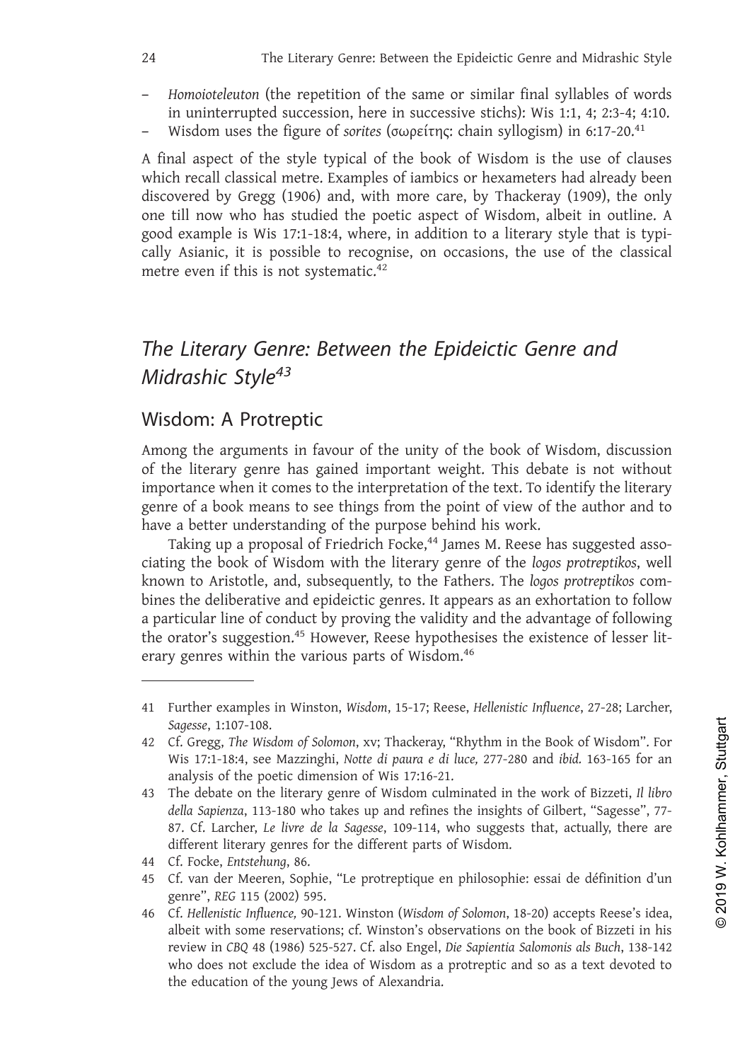- *Homoioteleuton* (the repetition of the same or similar final syllables of words in uninterrupted succession, here in successive stichs): Wis 1:1, 4; 2:3-4; 4:10.
- Wisdom uses the figure of *sorites* (σωρείτης: chain syllogism) in 6:17-20.[41]

A final aspect of the style typical of the book of Wisdom is the use of clauses which recall classical metre. Examples of iambics or hexameters had already been discovered by Gregg (1906) and, with more care, by Thackeray (1909), the only one till now who has studied the poetic aspect of Wisdom, albeit in outline. A good example is Wis 17:1-18:4, where, in addition to a literary style that is typically Asianic, it is possible to recognise, on occasions, the use of the classical metre even if this is not systematic.[42]

## *The Literary Genre: Between the Epideictic Genre and Midrashic Style*[43]

### Wisdom: A Protreptic

Among the arguments in favour of the unity of the book of Wisdom, discussion of the literary genre has gained important weight. This debate is not without importance when it comes to the interpretation of the text. To identify the literary genre of a book means to see things from the point of view of the author and to have a better understanding of the purpose behind his work.

Taking up a proposal of Friedrich Focke,[44] James M. Reese has suggested associating the book of Wisdom with the literary genre of the *logos protreptikos*, well known to Aristotle, and, subsequently, to the Fathers. The *logos protreptikos* combines the deliberative and epideictic genres. It appears as an exhortation to follow a particular line of conduct by proving the validity and the advantage of following the orator's suggestion.[45] However, Reese hypothesises the existence of lesser literary genres within the various parts of Wisdom.[46]

---

41 Further examples in Winston, *Wisdom*, 15-17; Reese, *Hellenistic Influence*, 27-28; Larcher, *Sagesse*, 1:107-108.

42 Cf. Gregg, *The Wisdom of Solomon*, xv; Thackeray, "Rhythm in the Book of Wisdom". For Wis 17:1-18:4, see Mazzinghi, *Notte di paura e di luce,* 277-280 and *ibid.* 163-165 for an analysis of the poetic dimension of Wis 17:16-21.

43 The debate on the literary genre of Wisdom culminated in the work of Bizzeti, *Il libro della Sapienza*, 113-180 who takes up and refines the insights of Gilbert, "Sagesse", 77-87. Cf. Larcher, *Le livre de la Sagesse*, 109-114, who suggests that, actually, there are different literary genres for the different parts of Wisdom.

44 Cf. Focke, *Entstehung*, 86.

45 Cf. van der Meeren, Sophie, "Le protreptique en philosophie: essai de définition d'un genre", *REG* 115 (2002) 595.

46 Cf. *Hellenistic Influence,* 90-121. Winston (*Wisdom of Solomon*, 18-20) accepts Reese's idea, albeit with some reservations; cf. Winston's observations on the book of Bizzeti in his review in *CBQ* 48 (1986) 525-527. Cf. also Engel, *Die Sapientia Salomonis als Buch*, 138-142 who does not exclude the idea of Wisdom as a protreptic and so as a text devoted to the education of the young Jews of Alexandria.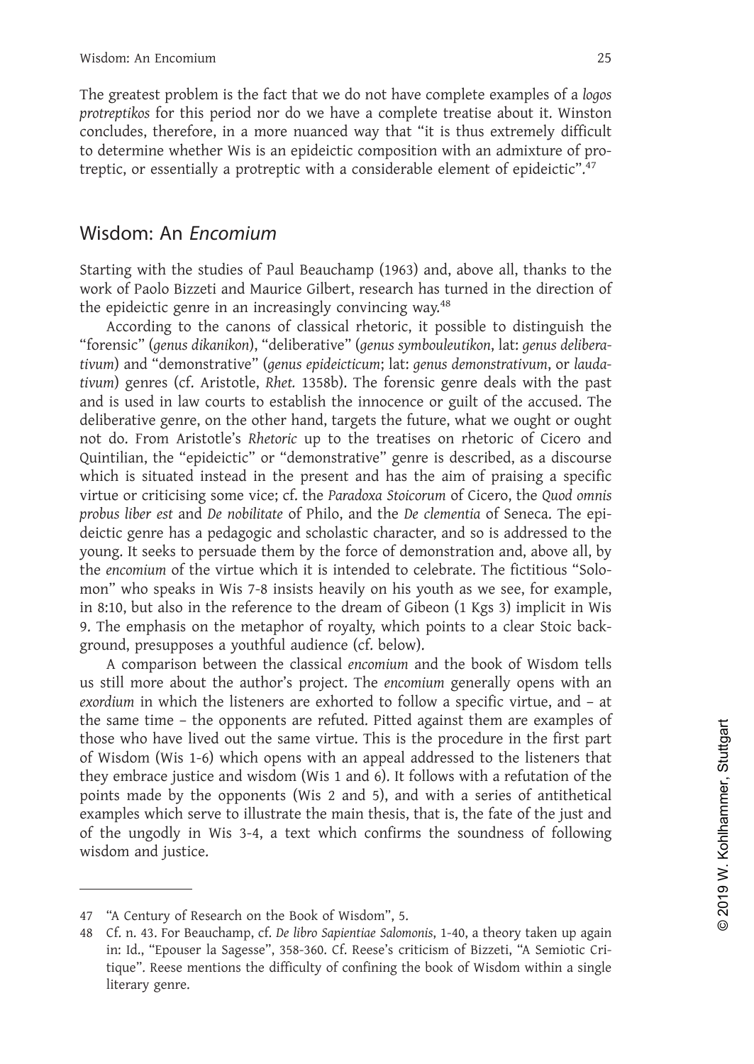The greatest problem is the fact that we do not have complete examples of a *logos protreptikos* for this period nor do we have a complete treatise about it. Winston concludes, therefore, in a more nuanced way that "it is thus extremely difficult to determine whether Wis is an epideictic composition with an admixture of protreptic, or essentially a protreptic with a considerable element of epideictic".[47]

## Wisdom: An *Encomium*

Starting with the studies of Paul Beauchamp (1963) and, above all, thanks to the work of Paolo Bizzeti and Maurice Gilbert, research has turned in the direction of the epideictic genre in an increasingly convincing way.[48]

According to the canons of classical rhetoric, it possible to distinguish the "forensic" (*genus dikanikon*), "deliberative" (*genus symbouleutikon*, lat: *genus deliberativum*) and "demonstrative" (*genus epideicticum*; lat: *genus demonstrativum*, or *laudativum*) genres (cf. Aristotle, *Rhet.* 1358b). The forensic genre deals with the past and is used in law courts to establish the innocence or guilt of the accused. The deliberative genre, on the other hand, targets the future, what we ought or ought not do. From Aristotle's *Rhetoric* up to the treatises on rhetoric of Cicero and Quintilian, the "epideictic" or "demonstrative" genre is described, as a discourse which is situated instead in the present and has the aim of praising a specific virtue or criticising some vice; cf. the *Paradoxa Stoicorum* of Cicero, the *Quod omnis probus liber est* and *De nobilitate* of Philo, and the *De clementia* of Seneca. The epideictic genre has a pedagogic and scholastic character, and so is addressed to the young. It seeks to persuade them by the force of demonstration and, above all, by the *encomium* of the virtue which it is intended to celebrate. The fictitious "Solomon" who speaks in Wis 7-8 insists heavily on his youth as we see, for example, in 8:10, but also in the reference to the dream of Gibeon (1 Kgs 3) implicit in Wis 9. The emphasis on the metaphor of royalty, which points to a clear Stoic background, presupposes a youthful audience (cf. below).

A comparison between the classical *encomium* and the book of Wisdom tells us still more about the author's project. The *encomium* generally opens with an *exordium* in which the listeners are exhorted to follow a specific virtue, and – at the same time – the opponents are refuted. Pitted against them are examples of those who have lived out the same virtue. This is the procedure in the first part of Wisdom (Wis 1-6) which opens with an appeal addressed to the listeners that they embrace justice and wisdom (Wis 1 and 6). It follows with a refutation of the points made by the opponents (Wis 2 and 5), and with a series of antithetical examples which serve to illustrate the main thesis, that is, the fate of the just and of the ungodly in Wis 3-4, a text which confirms the soundness of following wisdom and justice.

---

47 "A Century of Research on the Book of Wisdom", 5.

48 Cf. n. 43. For Beauchamp, cf. *De libro Sapientiae Salomonis*, 1-40, a theory taken up again in: Id., "Epouser la Sagesse", 358-360. Cf. Reese's criticism of Bizzeti, "A Semiotic Critique". Reese mentions the difficulty of confining the book of Wisdom within a single literary genre.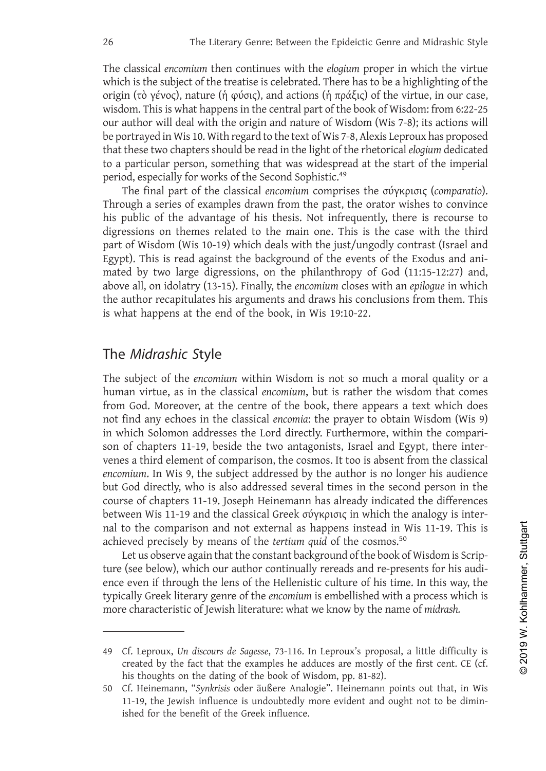The classical *encomium* then continues with the *elogium* proper in which the virtue which is the subject of the treatise is celebrated. There has to be a highlighting of the origin (τὸ γένος), nature (ἡ φύσις), and actions (ἡ πρᾶξις) of the virtue, in our case, wisdom. This is what happens in the central part of the book of Wisdom: from 6:22-25 our author will deal with the origin and nature of Wisdom (Wis 7-8); its actions will be portrayed in Wis 10. With regard to the text of Wis 7-8, Alexis Leproux has proposed that these two chapters should be read in the light of the rhetorical *elogium* dedicated to a particular person, something that was widespread at the start of the imperial period, especially for works of the Second Sophistic.[49]

The final part of the classical *encomium* comprises the σύγκρισις (*comparatio*). Through a series of examples drawn from the past, the orator wishes to convince his public of the advantage of his thesis. Not infrequently, there is recourse to digressions on themes related to the main one. This is the case with the third part of Wisdom (Wis 10-19) which deals with the just/ungodly contrast (Israel and Egypt). This is read against the background of the events of the Exodus and animated by two large digressions, on the philanthropy of God (11:15-12:27) and, above all, on idolatry (13-15). Finally, the *encomium* closes with an *epilogue* in which the author recapitulates his arguments and draws his conclusions from them. This is what happens at the end of the book, in Wis 19:10-22.

## The *Midrashic S*tyle

The subject of the *encomium* within Wisdom is not so much a moral quality or a human virtue, as in the classical *encomium*, but is rather the wisdom that comes from God. Moreover, at the centre of the book, there appears a text which does not find any echoes in the classical *encomia*: the prayer to obtain Wisdom (Wis 9) in which Solomon addresses the Lord directly. Furthermore, within the comparison of chapters 11-19, beside the two antagonists, Israel and Egypt, there intervenes a third element of comparison, the cosmos. It too is absent from the classical *encomium*. In Wis 9, the subject addressed by the author is no longer his audience but God directly, who is also addressed several times in the second person in the course of chapters 11-19. Joseph Heinemann has already indicated the differences between Wis 11-19 and the classical Greek σύγκρισις in which the analogy is internal to the comparison and not external as happens instead in Wis 11-19. This is achieved precisely by means of the *tertium quid* of the cosmos.[50]

Let us observe again that the constant background of the book of Wisdom is Scripture (see below), which our author continually rereads and re-presents for his audience even if through the lens of the Hellenistic culture of his time. In this way, the typically Greek literary genre of the *encomium* is embellished with a process which is more characteristic of Jewish literature: what we know by the name of *midrash.*

---

49 Cf. Leproux, *Un discours de Sagesse*, 73-116. In Leproux's proposal, a little difficulty is created by the fact that the examples he adduces are mostly of the first cent. CE (cf. his thoughts on the dating of the book of Wisdom, pp. 81-82).

50 Cf. Heinemann, "*Synkrisis* oder äußere Analogie". Heinemann points out that, in Wis 11-19, the Jewish influence is undoubtedly more evident and ought not to be diminished for the benefit of the Greek influence.